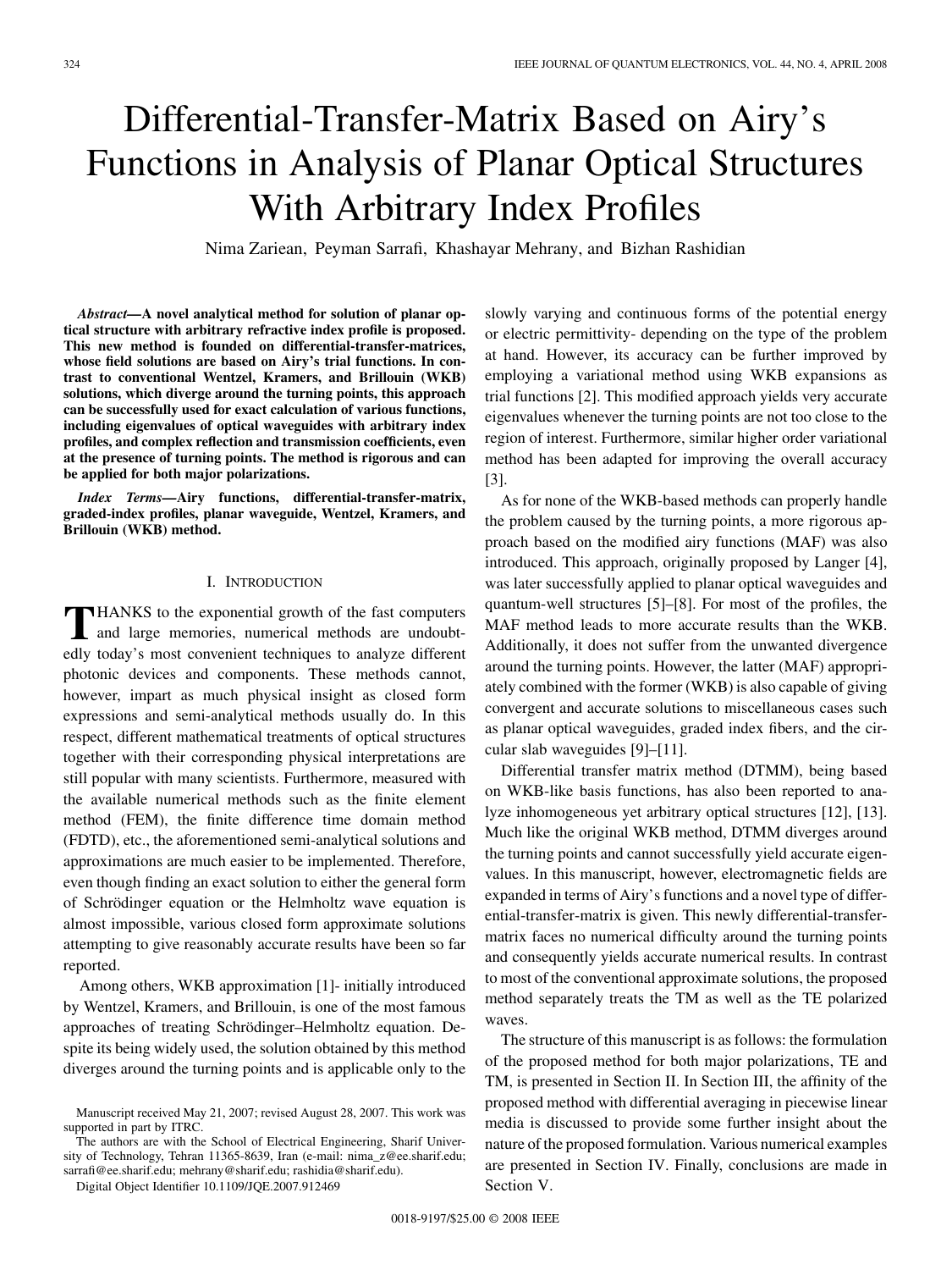# Differential-Transfer-Matrix Based on Airy's Functions in Analysis of Planar Optical Structures With Arbitrary Index Profiles

Nima Zariean, Peyman Sarrafi, Khashayar Mehrany, and Bizhan Rashidian

***Abstract*—A novel analytical method for solution of planar optical structure with arbitrary refractive index profile is proposed. This new method is founded on differential-transfer-matrices, whose field solutions are based on Airy's trial functions. In contrast to conventional Wentzel, Kramers, and Brillouin (WKB) solutions, which diverge around the turning points, this approach can be successfully used for exact calculation of various functions, including eigenvalues of optical waveguides with arbitrary index profiles, and complex reflection and transmission coefficients, even at the presence of turning points. The method is rigorous and can be applied for both major polarizations.**

***Index Terms*—Airy functions, differential-transfer-matrix, graded-index profiles, planar waveguide, Wentzel, Kramers, and Brillouin (WKB) method.**

## I. Introduction

Thanks to the exponential growth of the fast computers and large memories, numerical methods are undoubtedly today's most convenient techniques to analyze different photonic devices and components. These methods cannot, however, impart as much physical insight as closed form expressions and semi-analytical methods usually do. In this respect, different mathematical treatments of optical structures together with their corresponding physical interpretations are still popular with many scientists. Furthermore, measured with the available numerical methods such as the finite element method (FEM), the finite difference time domain method (FDTD), etc., the aforementioned semi-analytical solutions and approximations are much easier to be implemented. Therefore, even though finding an exact solution to either the general form of Schrödinger equation or the Helmholtz wave equation is almost impossible, various closed form approximate solutions attempting to give reasonably accurate results have been so far reported.

Among others, WKB approximation [1]- initially introduced by Wentzel, Kramers, and Brillouin, is one of the most famous approaches of treating Schrödinger–Helmholtz equation. Despite its being widely used, the solution obtained by this method diverges around the turning points and is applicable only to the slowly varying and continuous forms of the potential energy or electric permittivity- depending on the type of the problem at hand. However, its accuracy can be further improved by employing a variational method using WKB expansions as trial functions [2]. This modified approach yields very accurate eigenvalues whenever the turning points are not too close to the region of interest. Furthermore, similar higher order variational method has been adapted for improving the overall accuracy [3].

As for none of the WKB-based methods can properly handle the problem caused by the turning points, a more rigorous approach based on the modified airy functions (MAF) was also introduced. This approach, originally proposed by Langer [4], was later successfully applied to planar optical waveguides and quantum-well structures [5]–[8]. For most of the profiles, the MAF method leads to more accurate results than the WKB. Additionally, it does not suffer from the unwanted divergence around the turning points. However, the latter (MAF) appropriately combined with the former (WKB) is also capable of giving convergent and accurate solutions to miscellaneous cases such as planar optical waveguides, graded index fibers, and the circular slab waveguides [9]–[11].

Differential transfer matrix method (DTMM), being based on WKB-like basis functions, has also been reported to analyze inhomogeneous yet arbitrary optical structures [12], [13]. Much like the original WKB method, DTMM diverges around the turning points and cannot successfully yield accurate eigenvalues. In this manuscript, however, electromagnetic fields are expanded in terms of Airy's functions and a novel type of differential-transfer-matrix is given. This newly differential-transfer-matrix faces no numerical difficulty around the turning points and consequently yields accurate numerical results. In contrast to most of the conventional approximate solutions, the proposed method separately treats the TM as well as the TE polarized waves.

The structure of this manuscript is as follows: the formulation of the proposed method for both major polarizations, TE and TM, is presented in Section II. In Section III, the affinity of the proposed method with differential averaging in piecewise linear media is discussed to provide some further insight about the nature of the proposed formulation. Various numerical examples are presented in Section IV. Finally, conclusions are made in Section V.

Manuscript received May 21, 2007; revised August 28, 2007. This work was supported in part by ITRC.

The authors are with the School of Electrical Engineering, Sharif University of Technology, Tehran 11365-8639, Iran (e-mail: nima_z@ee.sharif.edu; sarrafi@ee.sharif.edu; mehrany@sharif.edu; rashidia@sharif.edu).

Digital Object Identifier 10.1109/JQE.2007.912469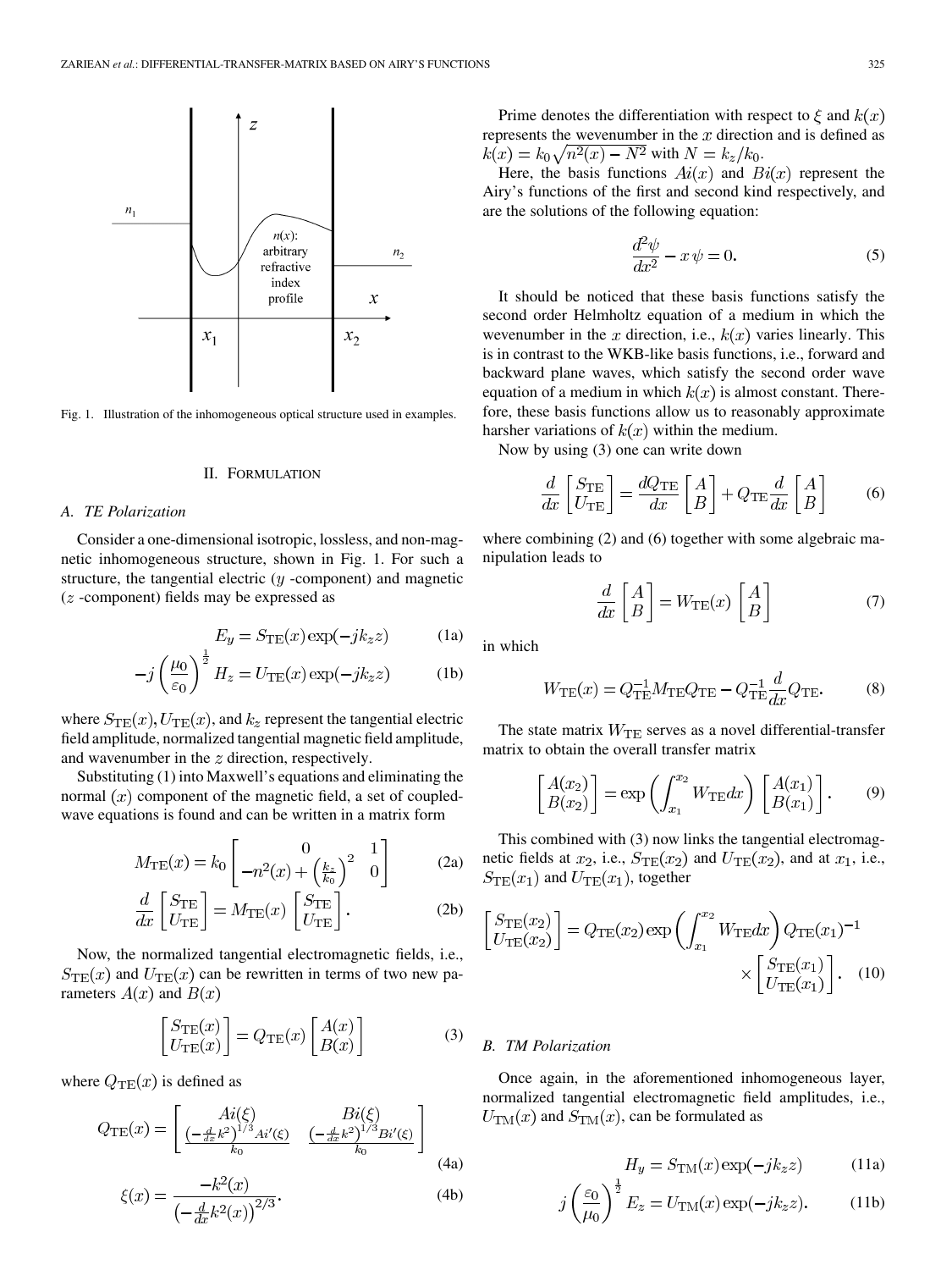Fig. 1. Illustration of the inhomogeneous optical structure used in examples.

## II. Formulation

### A. TE Polarization

Consider a one-dimensional isotropic, lossless, and non-magnetic inhomogeneous structure, shown in Fig. 1. For such a structure, the tangential electric ($y$ -component) and magnetic ($z$ -component) fields may be expressed as

$$E_y = S_{\rm TE}(x)\exp(-jk_z z) \tag{1a}$$

$$-j\left(\frac{\mu_0}{\varepsilon_0}\right)^{\frac{1}{2}} H_z = U_{\rm TE}(x)\exp(-jk_z z) \tag{1b}$$

where $S_{\rm TE}(x), U_{\rm TE}(x)$, and $k_z$ represent the tangential electric field amplitude, normalized tangential magnetic field amplitude, and wavenumber in the $z$ direction, respectively.

Substituting (1) into Maxwell's equations and eliminating the normal ($x$) component of the magnetic field, a set of coupled-wave equations is found and can be written in a matrix form

$$M_{\rm TE}(x) = k_0\begin{bmatrix} 0 & 1 \\ -n^2(x) + \left(\frac{k_z}{k_0}\right)^2 & 0 \end{bmatrix} \tag{2a}$$

$$\frac{d}{dx}\begin{bmatrix} S_{\rm TE} \\ U_{\rm TE} \end{bmatrix} = M_{\rm TE}(x)\begin{bmatrix} S_{\rm TE} \\ U_{\rm TE} \end{bmatrix}. \tag{2b}$$

Now, the normalized tangential electromagnetic fields, i.e., $S_{\rm TE}(x)$ and $U_{\rm TE}(x)$ can be rewritten in terms of two new parameters $A(x)$ and $B(x)$

$$\begin{bmatrix} S_{\rm TE}(x) \\ U_{\rm TE}(x) \end{bmatrix} = Q_{\rm TE}(x)\begin{bmatrix} A(x) \\ B(x) \end{bmatrix} \tag{3}$$

where $Q_{\rm TE}(x)$ is defined as

$$Q_{\rm TE}(x) = \begin{bmatrix} Ai(\xi) & Bi(\xi) \\ \frac{\left(-\frac{d}{dx}k^2\right)^{1/3} Ai'(\xi)}{k_0} & \frac{\left(-\frac{d}{dx}k^2\right)^{1/3} Bi'(\xi)}{k_0} \end{bmatrix} \tag{4a}$$

$$\xi(x) = \frac{-k^2(x)}{\left(-\frac{d}{dx}k^2(x)\right)^{2/3}}. \tag{4b}$$

Prime denotes the differentiation with respect to $\xi$ and $k(x)$ represents the wevenumber in the $x$ direction and is defined as $k(x) = k_0\sqrt{n^2(x) - N^2}$ with $N = k_z/k_0$.

Here, the basis functions $Ai(x)$ and $Bi(x)$ represent the Airy's functions of the first and second kind respectively, and are the solutions of the following equation:

$$\frac{d^2\psi}{dx^2} - x\,\psi = 0. \tag{5}$$

It should be noticed that these basis functions satisfy the second order Helmholtz equation of a medium in which the wevenumber in the $x$ direction, i.e., $k(x)$ varies linearly. This is in contrast to the WKB-like basis functions, i.e., forward and backward plane waves, which satisfy the second order wave equation of a medium in which $k(x)$ is almost constant. Therefore, these basis functions allow us to reasonably approximate harsher variations of $k(x)$ within the medium.

Now by using (3) one can write down

$$\frac{d}{dx}\begin{bmatrix} S_{\rm TE} \\ U_{\rm TE} \end{bmatrix} = \frac{dQ_{\rm TE}}{dx}\begin{bmatrix} A \\ B \end{bmatrix} + Q_{\rm TE}\frac{d}{dx}\begin{bmatrix} A \\ B \end{bmatrix} \tag{6}$$

where combining (2) and (6) together with some algebraic manipulation leads to

$$\frac{d}{dx}\begin{bmatrix} A \\ B \end{bmatrix} = W_{\rm TE}(x)\begin{bmatrix} A \\ B \end{bmatrix} \tag{7}$$

in which

$$W_{\rm TE}(x) = Q_{\rm TE}^{-1}M_{\rm TE}Q_{\rm TE} - Q_{\rm TE}^{-1}\frac{d}{dx}Q_{\rm TE}. \tag{8}$$

The state matrix $W_{\rm TE}$ serves as a novel differential-transfer matrix to obtain the overall transfer matrix

$$\begin{bmatrix} A(x_2) \\ B(x_2) \end{bmatrix} = \exp\left(\int_{x_1}^{x_2} W_{\rm TE}dx\right)\begin{bmatrix} A(x_1) \\ B(x_1) \end{bmatrix}. \tag{9}$$

This combined with (3) now links the tangential electromagnetic fields at $x_2$, i.e., $S_{\rm TE}(x_2)$ and $U_{\rm TE}(x_2)$, and at $x_1$, i.e., $S_{\rm TE}(x_1)$ and $U_{\rm TE}(x_1)$, together

$$\begin{bmatrix} S_{\rm TE}(x_2) \\ U_{\rm TE}(x_2) \end{bmatrix} = Q_{\rm TE}(x_2)\exp\left(\int_{x_1}^{x_2} W_{\rm TE}dx\right)Q_{\rm TE}(x_1)^{-1} \times\begin{bmatrix} S_{\rm TE}(x_1) \\ U_{\rm TE}(x_1) \end{bmatrix}. \tag{10}$$

### B. TM Polarization

Once again, in the aforementioned inhomogeneous layer, normalized tangential electromagnetic field amplitudes, i.e., $U_{\rm TM}(x)$ and $S_{\rm TM}(x)$, can be formulated as

$$H_y = S_{\rm TM}(x)\exp(-jk_z z) \tag{11a}$$

$$j\left(\frac{\varepsilon_0}{\mu_0}\right)^{\frac{1}{2}} E_z = U_{\rm TM}(x)\exp(-jk_z z). \tag{11b}$$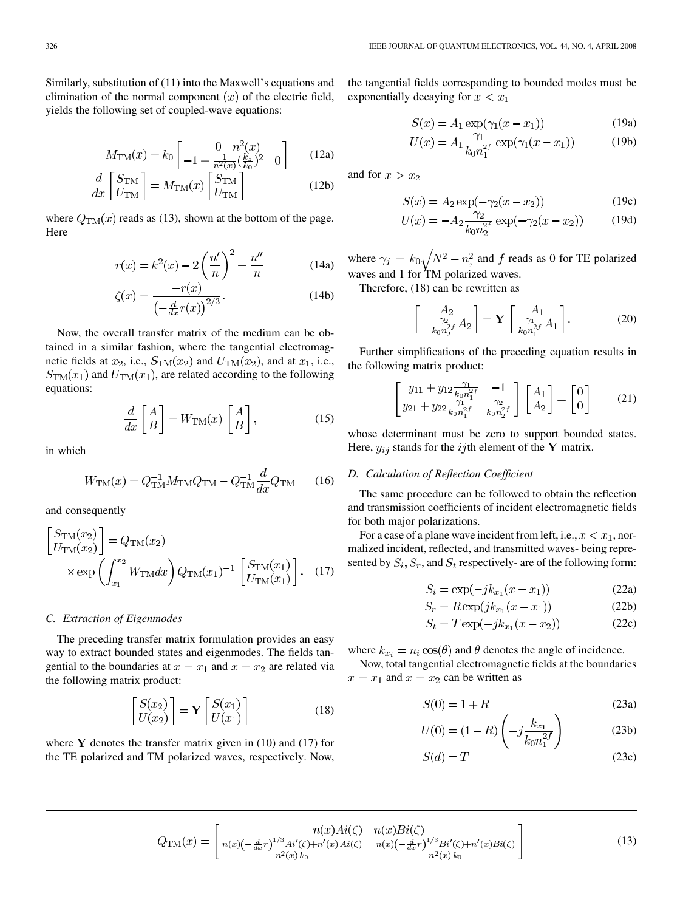Similarly, substitution of (11) into the Maxwell's equations and elimination of the normal component $(x)$ of the electric field, yields the following set of coupled-wave equations:

$$M_{\rm TM}(x) = k_0 \begin{bmatrix} 0 & n^2(x) \\ -1 + \frac{1}{n^2(x)}(\frac{k_z}{k_0})^2 & 0 \end{bmatrix} \tag{12a}$$

$$\frac{d}{dx}\begin{bmatrix} S_{\rm TM} \\ U_{\rm TM} \end{bmatrix} = M_{\rm TM}(x)\begin{bmatrix} S_{\rm TM} \\ U_{\rm TM} \end{bmatrix} \tag{12b}$$

where $Q_{\rm TM}(x)$ reads as (13), shown at the bottom of the page. Here

$$r(x) = k^2(x) - 2\left(\frac{n'}{n}\right)^2 + \frac{n''}{n} \tag{14a}$$

$$\zeta(x) = \frac{-r(x)}{\left(-\frac{d}{dx}r(x)\right)^{2/3}}. \tag{14b}$$

Now, the overall transfer matrix of the medium can be obtained in a similar fashion, where the tangential electromagnetic fields at $x_2$, i.e., $S_{\rm TM}(x_2)$ and $U_{\rm TM}(x_2)$, and at $x_1$, i.e., $S_{\rm TM}(x_1)$ and $U_{\rm TM}(x_1)$, are related according to the following equations:

$$\frac{d}{dx}\begin{bmatrix} A \\ B \end{bmatrix} = W_{\rm TM}(x)\begin{bmatrix} A \\ B \end{bmatrix}, \tag{15}$$

in which

$$W_{\rm TM}(x) = Q_{\rm TM}^{-1} M_{\rm TM} Q_{\rm TM} - Q_{\rm TM}^{-1}\frac{d}{dx}Q_{\rm TM} \tag{16}$$

and consequently

$$\begin{bmatrix} S_{\rm TM}(x_2) \\ U_{\rm TM}(x_2) \end{bmatrix} = Q_{\rm TM}(x_2) \times \exp\left(\int_{x_1}^{x_2} W_{\rm TM} dx\right) Q_{\rm TM}(x_1)^{-1}\begin{bmatrix} S_{\rm TM}(x_1) \\ U_{\rm TM}(x_1) \end{bmatrix}. \tag{17}$$

### C. Extraction of Eigenmodes

The preceding transfer matrix formulation provides an easy way to extract bounded states and eigenmodes. The fields tangential to the boundaries at $x = x_1$ and $x = x_2$ are related via the following matrix product:

$$\begin{bmatrix} S(x_2) \\ U(x_2) \end{bmatrix} = \mathbf{Y}\begin{bmatrix} S(x_1) \\ U(x_1) \end{bmatrix} \tag{18}$$

where $\mathbf{Y}$ denotes the transfer matrix given in (10) and (17) for the TE polarized and TM polarized waves, respectively. Now, the tangential fields corresponding to bounded modes must be exponentially decaying for $x < x_1$

$$S(x) = A_1 \exp(\gamma_1(x - x_1)) \tag{19a}$$

$$U(x) = A_1 \frac{\gamma_1}{k_0 n_1^{2f}} \exp(\gamma_1(x - x_1)) \tag{19b}$$

and for $x > x_2$

$$S(x) = A_2 \exp(-\gamma_2(x - x_2)) \tag{19c}$$

$$U(x) = -A_2 \frac{\gamma_2}{k_0 n_2^{2f}} \exp(-\gamma_2(x - x_2)) \tag{19d}$$

where $\gamma_j = k_0\sqrt{N^2 - n_j^2}$ and $f$ reads as 0 for TE polarized waves and 1 for TM polarized waves.

Therefore, (18) can be rewritten as

$$\begin{bmatrix} A_2 \\ -\frac{\gamma_2}{k_0 n_2^{2f}} A_2 \end{bmatrix} = \mathbf{Y}\begin{bmatrix} A_1 \\ \frac{\gamma_1}{k_0 n_1^{2f}} A_1 \end{bmatrix}. \tag{20}$$

Further simplifications of the preceding equation results in the following matrix product:

$$\begin{bmatrix} y_{11} + y_{12}\frac{\gamma_1}{k_0 n_1^{2f}} & -1 \\ y_{21} + y_{22}\frac{\gamma_1}{k_0 n_1^{2f}} & \frac{\gamma_2}{k_0 n_2^{2f}} \end{bmatrix}\begin{bmatrix} A_1 \\ A_2 \end{bmatrix} = \begin{bmatrix} 0 \\ 0 \end{bmatrix} \tag{21}$$

whose determinant must be zero to support bounded states. Here, $y_{ij}$ stands for the $ij$th element of the $\mathbf{Y}$ matrix.

### D. Calculation of Reflection Coefficient

The same procedure can be followed to obtain the reflection and transmission coefficients of incident electromagnetic fields for both major polarizations.

For a case of a plane wave incident from left, i.e., $x < x_1$, normalized incident, reflected, and transmitted waves- being represented by $S_i, S_r$, and $S_t$ respectively- are of the following form:

$$S_i = \exp(-jk_{x_1}(x - x_1)) \tag{22a}$$

$$S_r = R\exp(jk_{x_1}(x - x_1)) \tag{22b}$$

$$S_t = T\exp(-jk_{x_1}(x - x_2)) \tag{22c}$$

where $k_{x_i} = n_i \cos(\theta)$ and $\theta$ denotes the angle of incidence.

Now, total tangential electromagnetic fields at the boundaries $x = x_1$ and $x = x_2$ can be written as

$$S(0) = 1 + R \tag{23a}$$

$$U(0) = (1 - R)\left(-j\frac{k_{x_1}}{k_0 n_1^{2f}}\right) \tag{23b}$$

$$S(d) = T \tag{23c}$$

$$Q_{\rm TM}(x) = \begin{bmatrix} n(x)Ai(\zeta) & n(x)Bi(\zeta) \\ \frac{n(x)\left(-\frac{d}{dx}r\right)^{1/3}Ai'(\zeta) + n'(x)Ai(\zeta)}{n^2(x)k_0} & \frac{n(x)\left(-\frac{d}{dx}r\right)^{1/3}Bi'(\zeta) + n'(x)Bi(\zeta)}{n^2(x)k_0} \end{bmatrix} \tag{13}$$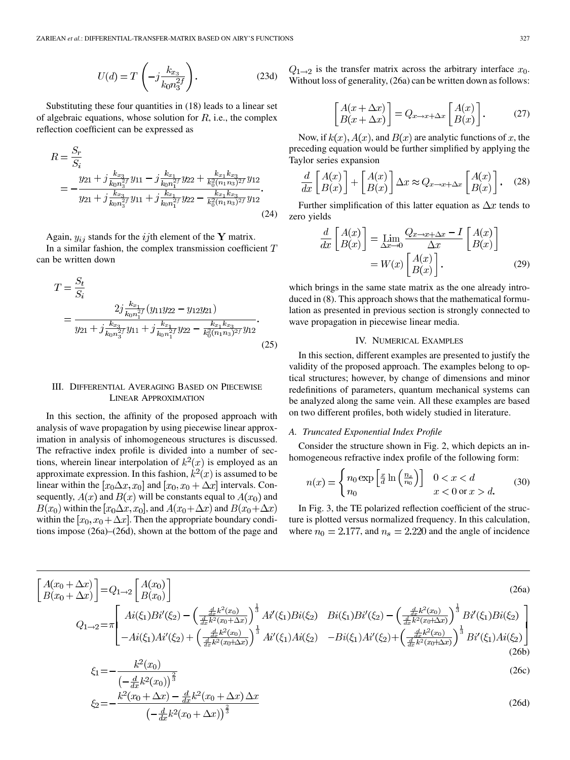$$U(d) = T\left(-j\frac{k_{x_3}}{k_0 n_3^{2f}}\right). \tag{23d}$$

Substituting these four quantities in (18) leads to a linear set of algebraic equations, whose solution for $R$, i.e., the complex reflection coefficient can be expressed as

$$R = \frac{S_r}{S_i} = -\frac{y_{21} + j\frac{k_{x_3}}{k_0 n_3^{2f}} y_{11} - j\frac{k_{x_1}}{k_0 n_1^{2f}} y_{22} + \frac{k_{x_1} k_{x_3}}{k_0^2 (n_1 n_3)^{2f}} y_{12}}{y_{21} + j\frac{k_{x_3}}{k_0 n_3^{2f}} y_{11} + j\frac{k_{x_1}}{k_0 n_1^{2f}} y_{22} - \frac{k_{x_1} k_{x_3}}{k_0^2 (n_1 n_3)^{2f}} y_{12}}. \tag{24}$$

Again, $y_{ij}$ stands for the $ij$th element of the $\mathbf{Y}$ matrix.

In a similar fashion, the complex transmission coefficient $T$ can be written down

$$T = \frac{S_t}{S_i} = \frac{2j\frac{k_{x_1}}{k_0 n_1^{2f}} (y_{11} y_{22} - y_{12} y_{21})}{y_{21} + j\frac{k_{x_3}}{k_0 n_3^{2f}} y_{11} + j\frac{k_{x_1}}{k_0 n_1^{2f}} y_{22} - \frac{k_{x_1} k_{x_3}}{k_0^2 (n_1 n_3)^{2f}} y_{12}}. \tag{25}$$

## III. Differential Averaging Based on Piecewise Linear Approximation

In this section, the affinity of the proposed approach with analysis of wave propagation by using piecewise linear approximation in analysis of inhomogeneous structures is discussed. The refractive index profile is divided into a number of sections, wherein linear interpolation of $k^2(x)$ is employed as an approximate expression. In this fashion, $k^2(x)$ is assumed to be linear within the $[x_0 \Delta x, x_0]$ and $[x_0, x_0 + \Delta x]$ intervals. Consequently, $A(x)$ and $B(x)$ will be constants equal to $A(x_0)$ and $B(x_0)$ within the $[x_0 \Delta x, x_0]$, and $A(x_0 + \Delta x)$ and $B(x_0 + \Delta x)$ within the $[x_0, x_0 + \Delta x]$. Then the appropriate boundary conditions impose (26a)–(26d), shown at the bottom of the page and $Q_{1\to 2}$ is the transfer matrix across the arbitrary interface $x_0$. Without loss of generality, (26a) can be written down as follows:

$$\begin{bmatrix} A(x + \Delta x) \\ B(x + \Delta x) \end{bmatrix} = Q_{x \to x + \Delta x} \begin{bmatrix} A(x) \\ B(x) \end{bmatrix}. \tag{27}$$

Now, if $k(x)$, $A(x)$, and $B(x)$ are analytic functions of $x$, the preceding equation would be further simplified by applying the Taylor series expansion

$$\frac{d}{dx}\begin{bmatrix} A(x) \\ B(x) \end{bmatrix} + \begin{bmatrix} A(x) \\ B(x) \end{bmatrix} \Delta x \approx Q_{x \to x + \Delta x} \begin{bmatrix} A(x) \\ B(x) \end{bmatrix}. \tag{28}$$

Further simplification of this latter equation as $\Delta x$ tends to zero yields

$$\frac{d}{dx}\begin{bmatrix} A(x) \\ B(x) \end{bmatrix} = \lim_{\Delta x \to 0} \frac{Q_{x \to x + \Delta x} - I}{\Delta x} \begin{bmatrix} A(x) \\ B(x) \end{bmatrix} = W(x) \begin{bmatrix} A(x) \\ B(x) \end{bmatrix}. \tag{29}$$

which brings in the same state matrix as the one already introduced in (8). This approach shows that the mathematical formulation as presented in previous section is strongly connected to wave propagation in piecewise linear media.

## IV. Numerical Examples

In this section, different examples are presented to justify the validity of the proposed approach. The examples belong to optical structures; however, by change of dimensions and minor redefinitions of parameters, quantum mechanical systems can be analyzed along the same vein. All these examples are based on two different profiles, both widely studied in literature.

### A. Truncated Exponential Index Profile

Consider the structure shown in Fig. 2, which depicts an inhomogeneous refractive index profile of the following form:

$$n(x) = \begin{cases} n_0 \exp\left[\frac{x}{d} \ln\left(\frac{n_s}{n_0}\right)\right] & 0 < x < d \\ n_0 & x < 0 \text{ or } x > d. \end{cases} \tag{30}$$

In Fig. 3, the TE polarized reflection coefficient of the structure is plotted versus normalized frequency. In this calculation, where $n_0 = 2.177$, and $n_s = 2.220$ and the angle of incidence

$$\begin{bmatrix} A(x_0 + \Delta x) \\ B(x_0 + \Delta x) \end{bmatrix} = Q_{1\to 2} \begin{bmatrix} A(x_0) \\ B(x_0) \end{bmatrix} \tag{26a}$$

$$Q_{1\to 2} = \pi \begin{bmatrix} Ai(\xi_1)Bi'(\xi_2) - \left(\frac{\frac{d}{dx}k^2(x_0)}{\frac{d}{dx}k^2(x_0+\Delta x)}\right)^{\frac{1}{3}} Ai'(\xi_1)Bi(\xi_2) & Bi(\xi_1)Bi'(\xi_2) - \left(\frac{\frac{d}{dx}k^2(x_0)}{\frac{d}{dx}k^2(x_0+\Delta x)}\right)^{\frac{1}{3}} Bi'(\xi_1)Bi(\xi_2) \\ -Ai(\xi_1)Ai'(\xi_2) + \left(\frac{\frac{d}{dx}k^2(x_0)}{\frac{d}{dx}k^2(x_0+\Delta x)}\right)^{\frac{1}{3}} Ai'(\xi_1)Ai(\xi_2) & -Bi(\xi_1)Ai'(\xi_2) + \left(\frac{\frac{d}{dx}k^2(x_0)}{\frac{d}{dx}k^2(x_0+\Delta x)}\right)^{\frac{1}{3}} Bi'(\xi_1)Ai(\xi_2) \end{bmatrix} \tag{26b}$$

$$\xi_1 = -\frac{k^2(x_0)}{\left(-\frac{d}{dx}k^2(x_0)\right)^{\frac{2}{3}}} \tag{26c}$$

$$\xi_2 = -\frac{k^2(x_0 + \Delta x) - \frac{d}{dx}k^2(x_0 + \Delta x)\,\Delta x}{\left(-\frac{d}{dx}k^2(x_0 + \Delta x)\right)^{\frac{2}{3}}} \tag{26d}$$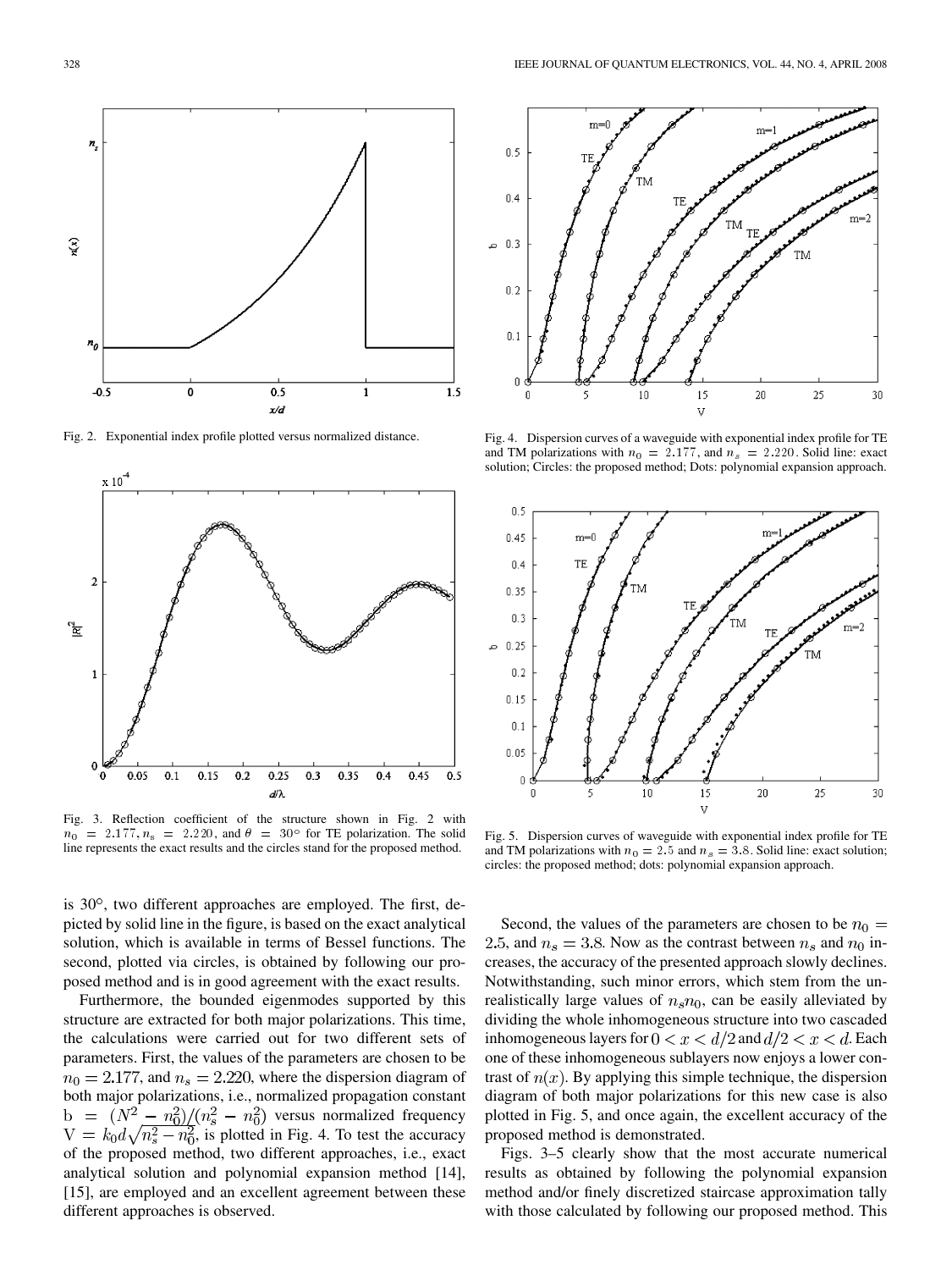Fig. 2. Exponential index profile plotted versus normalized distance.

Fig. 3. Reflection coefficient of the structure shown in Fig. 2 with $n_0 = 2.177, n_s = 2.220$, and $\theta = 30°$ for TE polarization. The solid line represents the exact results and the circles stand for the proposed method.

Fig. 4. Dispersion curves of a waveguide with exponential index profile for TE and TM polarizations with $n_0 = 2.177$, and $n_s = 2.220$. Solid line: exact solution; Circles: the proposed method; Dots: polynomial expansion approach.

Fig. 5. Dispersion curves of waveguide with exponential index profile for TE and TM polarizations with $n_0 = 2.5$ and $n_s = 3.8$. Solid line: exact solution; circles: the proposed method; dots: polynomial expansion approach.

is 30°, two different approaches are employed. The first, depicted by solid line in the figure, is based on the exact analytical solution, which is available in terms of Bessel functions. The second, plotted via circles, is obtained by following our proposed method and is in good agreement with the exact results.

Furthermore, the bounded eigenmodes supported by this structure are extracted for both major polarizations. This time, the calculations were carried out for two different sets of parameters. First, the values of the parameters are chosen to be $n_0 = 2.177$, and $n_s = 2.220$, where the dispersion diagram of both major polarizations, i.e., normalized propagation constant $\mathrm{b} = (N^2 - n_0^2)/(n_s^2 - n_0^2)$ versus normalized frequency $\mathrm{V} = k_0 d\sqrt{n_s^2 - n_0^2}$, is plotted in Fig. 4. To test the accuracy of the proposed method, two different approaches, i.e., exact analytical solution and polynomial expansion method [14], [15], are employed and an excellent agreement between these different approaches is observed.

Second, the values of the parameters are chosen to be $n_0 = 2.5$, and $n_s = 3.8$. Now as the contrast between $n_s$ and $n_0$ increases, the accuracy of the presented approach slowly declines. Notwithstanding, such minor errors, which stem from the unrealistically large values of $n_s n_0$, can be easily alleviated by dividing the whole inhomogeneous structure into two cascaded inhomogeneous layers for $0 < x < d/2$ and $d/2 < x < d$. Each one of these inhomogeneous sublayers now enjoys a lower contrast of $n(x)$. By applying this simple technique, the dispersion diagram of both major polarizations for this new case is also plotted in Fig. 5, and once again, the excellent accuracy of the proposed method is demonstrated.

Figs. 3–5 clearly show that the most accurate numerical results as obtained by following the polynomial expansion method and/or finely discretized staircase approximation tally with those calculated by following our proposed method. This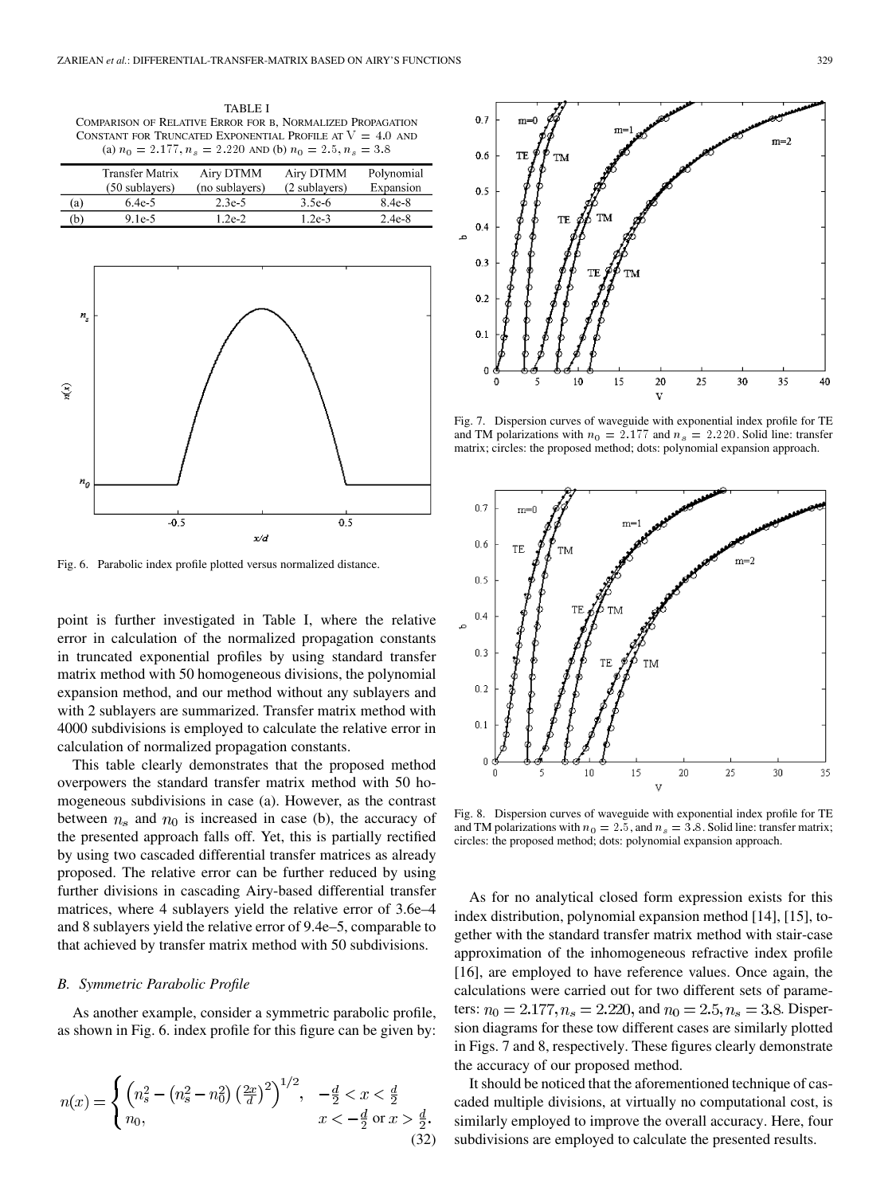TABLE I
COMPARISON OF RELATIVE ERROR FOR b, NORMALIZED PROPAGATION CONSTANT FOR TRUNCATED EXPONENTIAL PROFILE AT $V = 4.0$ AND (a) $n_0 = 2.177, n_s = 2.220$ AND (b) $n_0 = 2.5, n_s = 3.8$

| | Transfer Matrix (50 sublayers) | Airy DTMM (no sublayers) | Airy DTMM (2 sublayers) | Polynomial Expansion |
|---|---|---|---|---|
| (a) | 6.4e-5 | 2.3e-5 | 3.5e-6 | 8.4e-8 |
| (b) | 9.1e-5 | 1.2e-2 | 1.2e-3 | 2.4e-8 |

Fig. 6. Parabolic index profile plotted versus normalized distance.

point is further investigated in Table I, where the relative error in calculation of the normalized propagation constants in truncated exponential profiles by using standard transfer matrix method with 50 homogeneous divisions, the polynomial expansion method, and our method without any sublayers and with 2 sublayers are summarized. Transfer matrix method with 4000 subdivisions is employed to calculate the relative error in calculation of normalized propagation constants.

This table clearly demonstrates that the proposed method overpowers the standard transfer matrix method with 50 homogeneous subdivisions in case (a). However, as the contrast between $n_s$ and $n_0$ is increased in case (b), the accuracy of the presented approach falls off. Yet, this is partially rectified by using two cascaded differential transfer matrices as already proposed. The relative error can be further reduced by using further divisions in cascading Airy-based differential transfer matrices, where 4 sublayers yield the relative error of 3.6e–4 and 8 sublayers yield the relative error of 9.4e–5, comparable to that achieved by transfer matrix method with 50 subdivisions.

### B. Symmetric Parabolic Profile

As another example, consider a symmetric parabolic profile, as shown in Fig. 6. index profile for this figure can be given by:

$$n(x) = \begin{cases} \left(n_s^2 - \left(n_s^2 - n_0^2\right)\left(\frac{2x}{d}\right)^2\right)^{1/2}, & -\frac{d}{2} < x < \frac{d}{2} \\ n_0, & x < -\frac{d}{2} \text{ or } x > \frac{d}{2}. \end{cases} \tag{32}$$

Fig. 7. Dispersion curves of waveguide with exponential index profile for TE and TM polarizations with $n_0 = 2.177$ and $n_s = 2.220$. Solid line: transfer matrix; circles: the proposed method; dots: polynomial expansion approach.

Fig. 8. Dispersion curves of waveguide with exponential index profile for TE and TM polarizations with $n_0 = 2.5$, and $n_s = 3.8$. Solid line: transfer matrix; circles: the proposed method; dots: polynomial expansion approach.

As for no analytical closed form expression exists for this index distribution, polynomial expansion method [14], [15], together with the standard transfer matrix method with stair-case approximation of the inhomogeneous refractive index profile [16], are employed to have reference values. Once again, the calculations were carried out for two different sets of parameters: $n_0 = 2.177, n_s = 2.220$, and $n_0 = 2.5, n_s = 3.8$. Dispersion diagrams for these tow different cases are similarly plotted in Figs. 7 and 8, respectively. These figures clearly demonstrate the accuracy of our proposed method.

It should be noticed that the aforementioned technique of cascaded multiple divisions, at virtually no computational cost, is similarly employed to improve the overall accuracy. Here, four subdivisions are employed to calculate the presented results.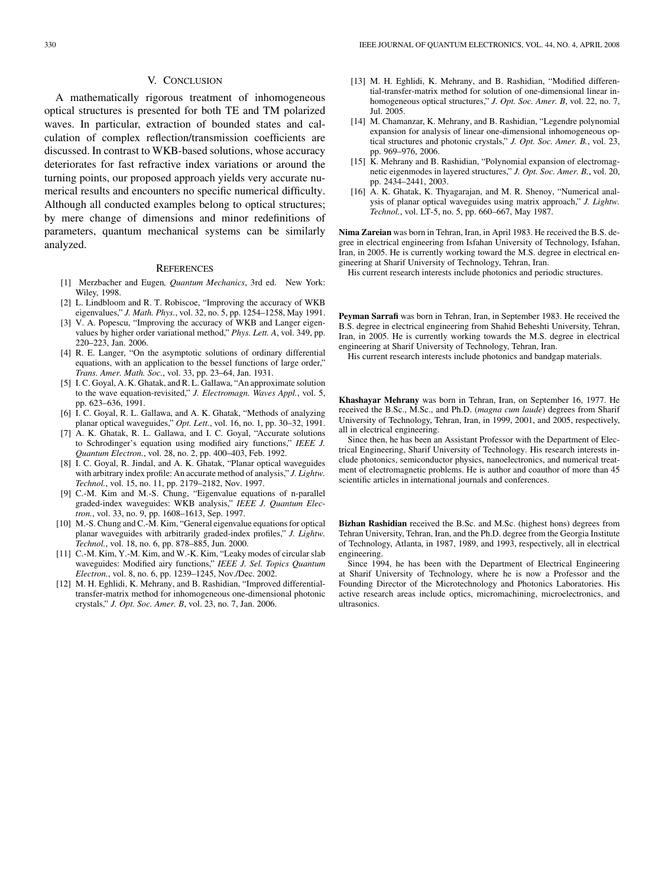## V. Conclusion

A mathematically rigorous treatment of inhomogeneous optical structures is presented for both TE and TM polarized waves. In particular, extraction of bounded states and calculation of complex reflection/transmission coefficients are discussed. In contrast to WKB-based solutions, whose accuracy deteriorates for fast refractive index variations or around the turning points, our proposed approach yields very accurate numerical results and encounters no specific numerical difficulty. Although all conducted examples belong to optical structures; by mere change of dimensions and minor redefinitions of parameters, quantum mechanical systems can be similarly analyzed.

## References

[1] Merzbacher and Eugen, *Quantum Mechanics*, 3rd ed. New York: Wiley, 1998.

[2] L. Lindbloom and R. T. Robiscoe, "Improving the accuracy of WKB eigenvalues," *J. Math. Phys.*, vol. 32, no. 5, pp. 1254–1258, May 1991.

[3] V. A. Popescu, "Improving the accuracy of WKB and Langer eigenvalues by higher order variational method," *Phys. Lett. A*, vol. 349, pp. 220–223, Jan. 2006.

[4] R. E. Langer, "On the asymptotic solutions of ordinary differential equations, with an application to the bessel functions of large order," *Trans. Amer. Math. Soc.*, vol. 33, pp. 23–64, Jan. 1931.

[5] I. C. Goyal, A. K. Ghatak, and R. L. Gallawa, "An approximate solution to the wave equation-revisited," *J. Electromagn. Waves Appl.*, vol. 5, pp. 623–636, 1991.

[6] I. C. Goyal, R. L. Gallawa, and A. K. Ghatak, "Methods of analyzing planar optical waveguides," *Opt. Lett.*, vol. 16, no. 1, pp. 30–32, 1991.

[7] A. K. Ghatak, R. L. Gallawa, and I. C. Goyal, "Accurate solutions to Schrodinger's equation using modified airy functions," *IEEE J. Quantum Electron.*, vol. 28, no. 2, pp. 400–403, Feb. 1992.

[8] I. C. Goyal, R. Jindal, and A. K. Ghatak, "Planar optical waveguides with arbitrary index profile: An accurate method of analysis," *J. Lightw. Technol.*, vol. 15, no. 11, pp. 2179–2182, Nov. 1997.

[9] C.-M. Kim and M.-S. Chung, "Eigenvalue equations of n-parallel graded-index waveguides: WKB analysis," *IEEE J. Quantum Electron.*, vol. 33, no. 9, pp. 1608–1613, Sep. 1997.

[10] M.-S. Chung and C.-M. Kim, "General eigenvalue equations for optical planar waveguides with arbitrarily graded-index profiles," *J. Lightw. Technol.*, vol. 18, no. 6, pp. 878–885, Jun. 2000.

[11] C.-M. Kim, Y.-M. Kim, and W.-K. Kim, "Leaky modes of circular slab waveguides: Modified airy functions," *IEEE J. Sel. Topics Quantum Electron.*, vol. 8, no. 6, pp. 1239–1245, Nov./Dec. 2002.

[12] M. H. Eghlidi, K. Mehrany, and B. Rashidian, "Improved differential-transfer-matrix method for inhomogeneous one-dimensional photonic crystals," *J. Opt. Soc. Amer. B*, vol. 23, no. 7, Jan. 2006.

[13] M. H. Eghlidi, K. Mehrany, and B. Rashidian, "Modified differential-transfer-matrix method for solution of one-dimensional linear inhomogeneous optical structures," *J. Opt. Soc. Amer. B*, vol. 22, no. 7, Jul. 2005.

[14] M. Chamanzar, K. Mehrany, and B. Rashidian, "Legendre polynomial expansion for analysis of linear one-dimensional inhomogeneous optical structures and photonic crystals," *J. Opt. Soc. Amer. B.*, vol. 23, pp. 969–976, 2006.

[15] K. Mehrany and B. Rashidian, "Polynomial expansion of electromagnetic eigenmodes in layered structures," *J. Opt. Soc. Amer. B.*, vol. 20, pp. 2434–2441, 2003.

[16] A. K. Ghatak, K. Thyagarajan, and M. R. Shenoy, "Numerical analysis of planar optical waveguides using matrix approach," *J. Lightw. Technol.*, vol. LT-5, no. 5, pp. 660–667, May 1987.

**Nima Zareian** was born in Tehran, Iran, in April 1983. He received the B.S. degree in electrical engineering from Isfahan University of Technology, Isfahan, Iran, in 2005. He is currently working toward the M.S. degree in electrical engineering at Sharif University of Technology, Tehran, Iran.

His current research interests include photonics and periodic structures.

**Peyman Sarrafi** was born in Tehran, Iran, in September 1983. He received the B.S. degree in electrical engineering from Shahid Beheshti University, Tehran, Iran, in 2005. He is currently working towards the M.S. degree in electrical engineering at Sharif University of Technology, Tehran, Iran.

His current research interests include photonics and bandgap materials.

**Khashayar Mehrany** was born in Tehran, Iran, on September 16, 1977. He received the B.Sc., M.Sc., and Ph.D. (*magna cum laude*) degrees from Sharif University of Technology, Tehran, Iran, in 1999, 2001, and 2005, respectively, all in electrical engineering.

Since then, he has been an Assistant Professor with the Department of Electrical Engineering, Sharif University of Technology. His research interests include photonics, semiconductor physics, nanoelectronics, and numerical treatment of electromagnetic problems. He is author and coauthor of more than 45 scientific articles in international journals and conferences.

**Bizhan Rashidian** received the B.Sc. and M.Sc. (highest hons) degrees from Tehran University, Tehran, Iran, and the Ph.D. degree from the Georgia Institute of Technology, Atlanta, in 1987, 1989, and 1993, respectively, all in electrical engineering.

Since 1994, he has been with the Department of Electrical Engineering at Sharif University of Technology, where he is now a Professor and the Founding Director of the Microtechnology and Photonics Laboratories. His active research areas include optics, micromachining, microelectronics, and ultrasonics.